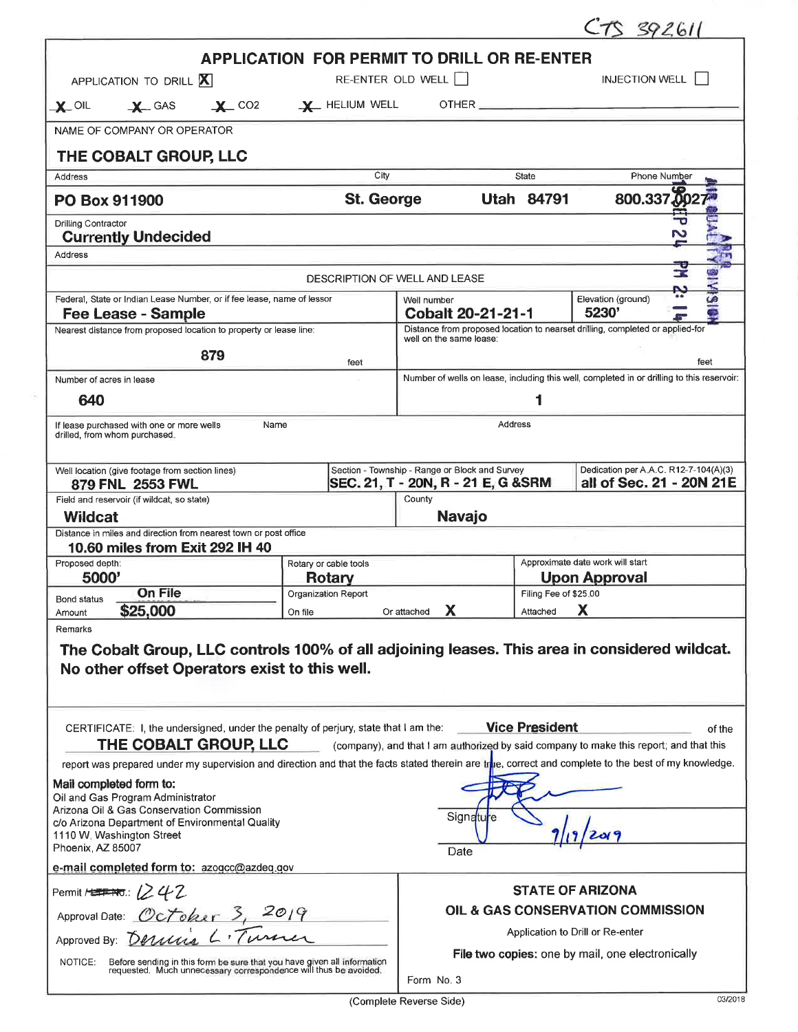CTS 392611

# APPLICATION FOR PERMIT TO DRILL OR RE-ENTER

APPLICATION TO DRILL [X] RE-ENTER OLD WELL [ ] INJECTION WELL [ ]

X OIL X GAS X CO2 X HELIUM WELL OTHER ______

| NAME OF COMPANY OR OPERATOR | | | |
|---|---|---|---|
| **THE COBALT GROUP, LLC** | | | |
| Address | City | State | Phone Number |
| **PO Box 911900** | **St. George** | **Utah 84791** | **800.337.0027** |

Drilling Contractor
**Currently Undecided**

Address

2019 SEP 24 PM 2:14 AIR QUALITY DIVISION

## DESCRIPTION OF WELL AND LEASE

| Federal, State or Indian Lease Number, or if fee lease, name of lessor | Well number | Elevation (ground) |
|---|---|---|
| **Fee Lease - Sample** | **Cobalt 20-21-21-1** | **5230'** |

| Nearest distance from proposed location to property or lease line: | Distance from proposed location to nearest drilling, completed or applied-for well on the same lease: |
|---|---|
| **879** feet | feet |

| Number of acres in lease | Number of wells on lease, including this well, completed in or drilling to this reservoir: |
|---|---|
| **640** | **1** |

| If lease purchased with one or more wells drilled, from whom purchased. | Name | Address |
|---|---|---|
| | | |

| Well location (give footage from section lines) | Section - Township - Range or Block and Survey | Dedication per A.A.C. R12-7-104(A)(3) |
|---|---|---|
| **879 FNL 2553 FWL** | **SEC. 21, T - 20N, R - 21 E, G &SRM** | **all of Sec. 21 - 20N 21E** |

| Field and reservoir (if wildcat, so state) | County |
|---|---|
| **Wildcat** | **Navajo** |

Distance in miles and direction from nearest town or post office
**10.60 miles from Exit 292 IH 40**

| Proposed depth: | Rotary or cable tools | Approximate date work will start |
|---|---|---|
| **5000'** | **Rotary** | **Upon Approval** |

| Bond status **On File** | Organization Report | Filing Fee of $25.00 |
|---|---|---|
| Amount **$25,000** | On file ___ Or attached **X** | Attached **X** |

Remarks

**The Cobalt Group, LLC controls 100% of all adjoining leases. This area in considered wildcat. No other offset Operators exist to this well.**

CERTIFICATE: I, the undersigned, under the penalty of perjury, state that I am the: **Vice President** of the **THE COBALT GROUP, LLC** (company), and that I am authorized by said company to make this report; and that this report was prepared under my supervision and direction and that the facts stated therein are true, correct and complete to the best of my knowledge.

**Mail completed form to:**
Oil and Gas Program Administrator
Arizona Oil & Gas Conservation Commission
c/o Arizona Department of Environmental Quality
1110 W. Washington Street
Phoenix, AZ 85007

**e-mail completed form to:** azogcc@azdeq.gov

Signature ______

Date 9/19/2019

Permit No.: 1242

Approval Date: October 3, 2019

Approved By: Dennis L. Turner

NOTICE: Before sending in this form be sure that you have given all information requested. Much unnecessary correspondence will thus be avoided.

**STATE OF ARIZONA**
**OIL & GAS CONSERVATION COMMISSION**
Application to Drill or Re-enter
**File two copies:** one by mail, one electronically

Form No. 3

(Complete Reverse Side)

03/2018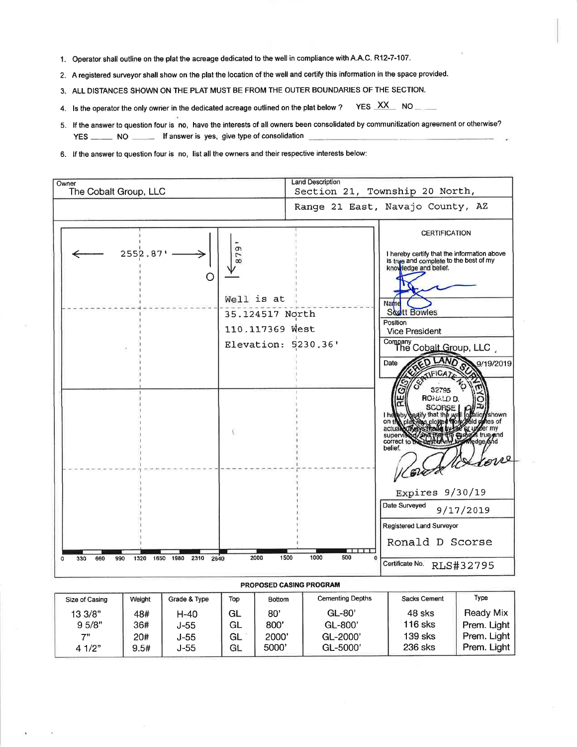1. Operator shall outline on the plat the acreage dedicated to the well in compliance with A.A.C. R12-7-107.
2. A registered surveyor shall show on the plat the location of the well and certify this information in the space provided.
3. ALL DISTANCES SHOWN ON THE PLAT MUST BE FROM THE OUTER BOUNDARIES OF THE SECTION.
4. Is the operator the only owner in the dedicated acreage outlined on the plat below ? YES XX NO ____
5. If the answer to question four is no, have the interests of all owners been consolidated by communitization agreement or otherwise? YES ____ NO ____ If answer is yes, give type of consolidation ____________________
6. If the answer to question four is no, list all the owners and their respective interests below:

| Owner | Land Description |
|---|---|
| The Cobalt Group, LLC | Section 21, Township 20 North, |
| | Range 21 East, Navajo County, AZ |

2552.87'

879'

Well is at
35.124517 North
110.117369 West
Elevation: 5230.36'

0 330 660 990 1320 1650 1980 2310 2640 2000 1500 1000 500 0

**CERTIFICATION**

I hereby certify that the information above is true and complete to the best of my knowledge and belief.

Name: Scott Bowles

Position: Vice President

Company: The Cobalt Group, LLC

Date: 9/19/2019

REGISTERED LAND SURVEYOR CERTIFICATE NO. 32795 RONALD D. SCORSE

I hereby certify that the well location shown on the plat was plotted from field notes of actual surveys made by me or under my supervision, and that the same is true and correct to the best of my knowledge and belief.

Expires 9/30/19

Date Surveyed: 9/17/2019

Registered Land Surveyor: Ronald D Scorse

Certificate No. RLS#32795

**PROPOSED CASING PROGRAM**

| Size of Casing | Weight | Grade & Type | Top | Bottom | Cementing Depths | Sacks Cement | Type |
|---|---|---|---|---|---|---|---|
| 13 3/8" | 48# | H-40 | GL | 80' | GL-80' | 48 sks | Ready Mix |
| 9 5/8" | 36# | J-55 | GL | 800' | GL-800' | 116 sks | Prem. Light |
| 7" | 20# | J-55 | GL | 2000' | GL-2000' | 139 sks | Prem. Light |
| 4 1/2" | 9.5# | J-55 | GL | 5000' | GL-5000' | 236 sks | Prem. Light |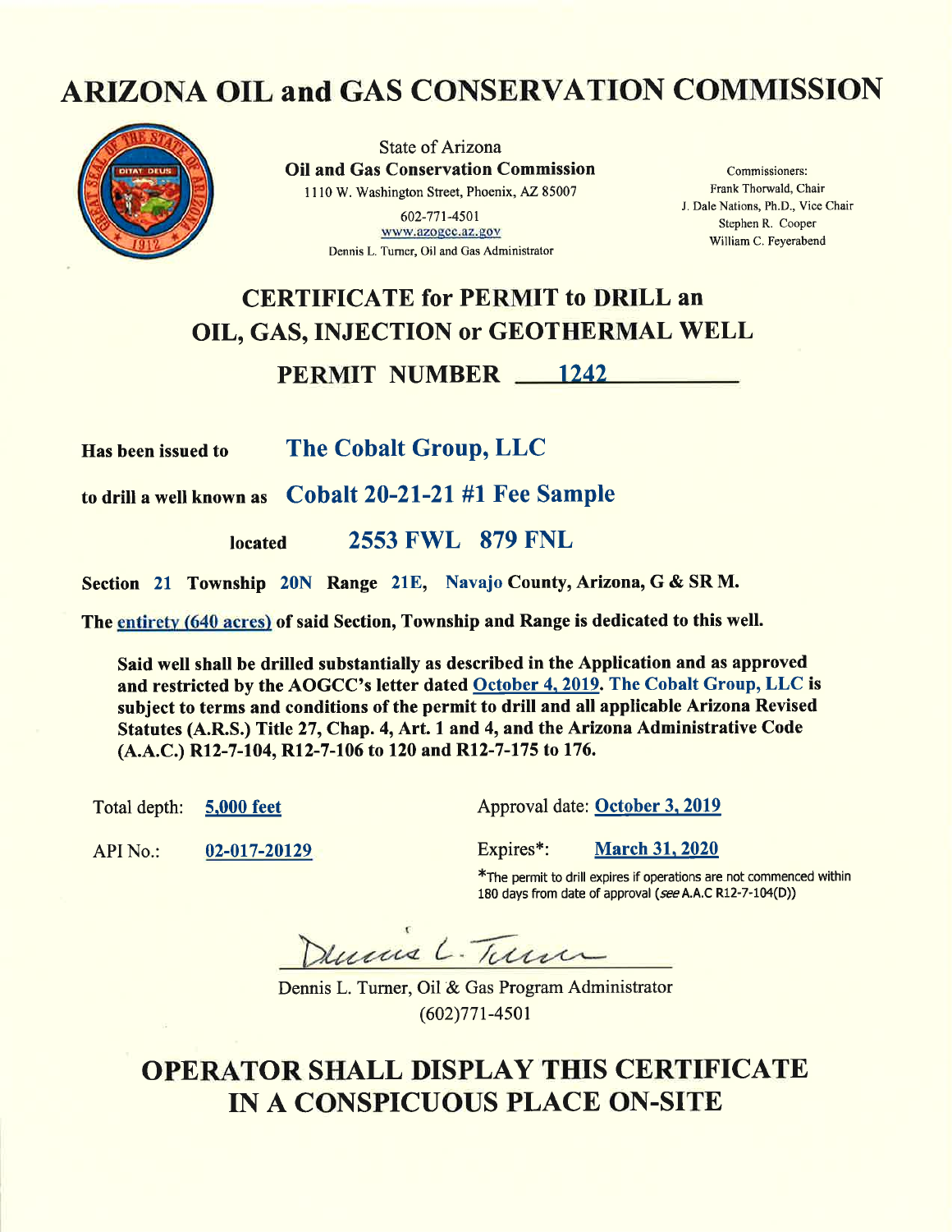# ARIZONA OIL and GAS CONSERVATION COMMISSION

State of Arizona
**Oil and Gas Conservation Commission**
1110 W. Washington Street, Phoenix, AZ 85007
602-771-4501
www.azogcc.az.gov
Dennis L. Turner, Oil and Gas Administrator

Commissioners:
Frank Thorwald, Chair
J. Dale Nations, Ph.D., Vice Chair
Stephen R. Cooper
William C. Feyerabend

## CERTIFICATE for PERMIT to DRILL an OIL, GAS, INJECTION or GEOTHERMAL WELL

### PERMIT NUMBER 1242

**Has been issued to** **The Cobalt Group, LLC**

**to drill a well known as** **Cobalt 20-21-21 #1 Fee Sample**

**located** **2553 FWL 879 FNL**

**Section 21 Township 20N Range 21E, Navajo County, Arizona, G & SR M.**

**The entirety (640 acres) of said Section, Township and Range is dedicated to this well.**

**Said well shall be drilled substantially as described in the Application and as approved and restricted by the AOGCC's letter dated October 4, 2019. The Cobalt Group, LLC is subject to terms and conditions of the permit to drill and all applicable Arizona Revised Statutes (A.R.S.) Title 27, Chap. 4, Art. 1 and 4, and the Arizona Administrative Code (A.A.C.) R12-7-104, R12-7-106 to 120 and R12-7-175 to 176.**

Total depth: **5,000 feet**

API No.: **02-017-20129**

Approval date: **October 3, 2019**

Expires*: **March 31, 2020**

*The permit to drill expires if operations are not commenced within 180 days from date of approval (*see* A.A.C R12-7-104(D))

Dennis L. Turner, Oil & Gas Program Administrator
(602)771-4501

## OPERATOR SHALL DISPLAY THIS CERTIFICATE IN A CONSPICUOUS PLACE ON-SITE